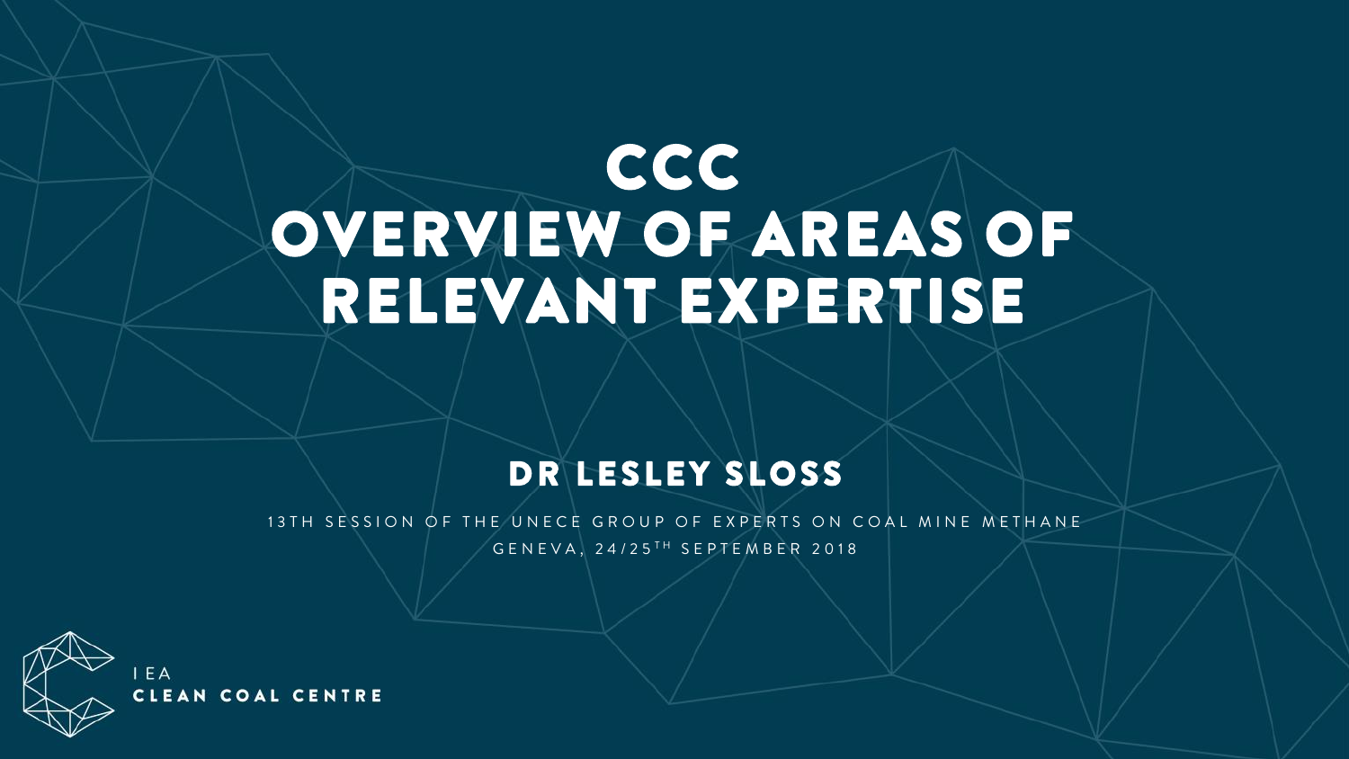# CCC OVERVIEW OF AREAS OF RELEVANT EXPERTISE

## DR LESLEY SLOSS

13TH SESSION OF THE UNECE GROUP OF EXPERTS ON COAL MINE METHANE

GENEVA, 24/25TH SEPTEMBER 2018

IEA CLEAN COAL CENTRE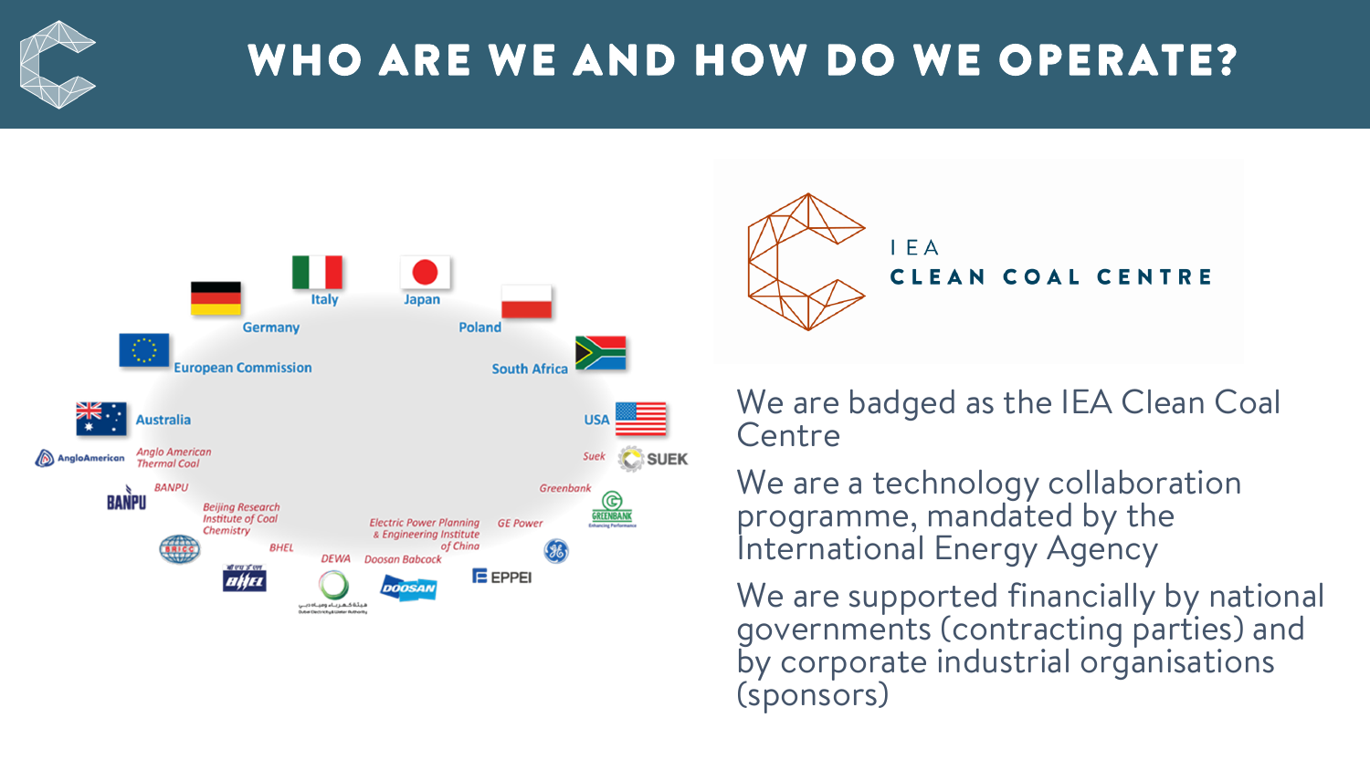# WHO ARE WE AND HOW DO WE OPERATE?

Italy · Japan · Germany · Poland · European Commission · South Africa · Australia · USA

Anglo American Thermal Coal · Suek · BANPU · Greenbank · Beijing Research Institute of Coal Chemistry · Electric Power Planning & Engineering Institute of China · GE Power · BHEL · DEWA · Doosan Babcock

IEA CLEAN COAL CENTRE

We are badged as the IEA Clean Coal Centre

We are a technology collaboration programme, mandated by the International Energy Agency

We are supported financially by national governments (contracting parties) and by corporate industrial organisations (sponsors)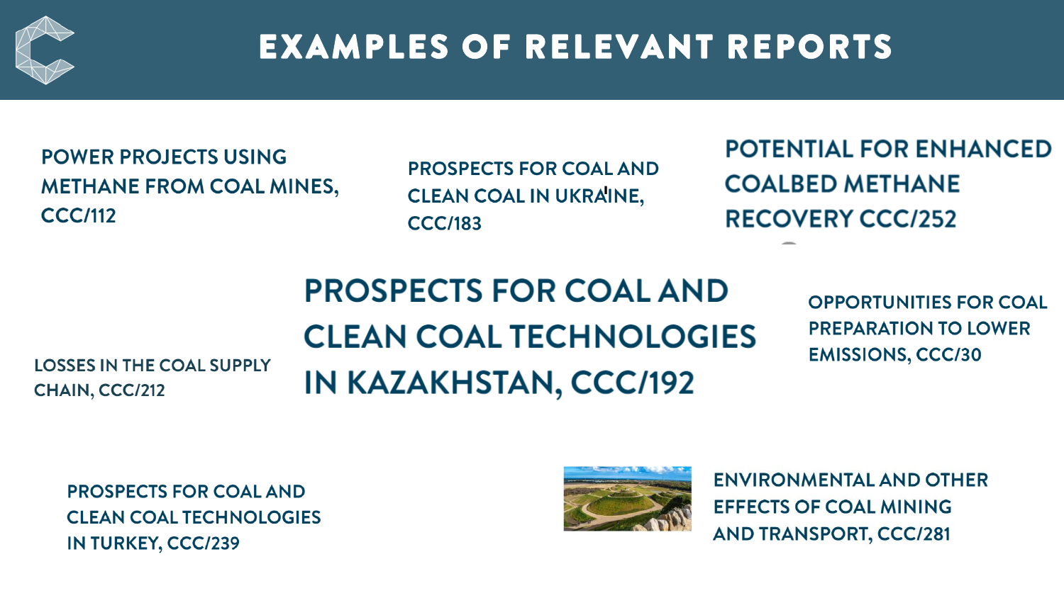# EXAMPLES OF RELEVANT REPORTS

POWER PROJECTS USING METHANE FROM COAL MINES, CCC/112

PROSPECTS FOR COAL AND CLEAN COAL IN UKRAINE, CCC/183

POTENTIAL FOR ENHANCED COALBED METHANE RECOVERY CCC/252

LOSSES IN THE COAL SUPPLY CHAIN, CCC/212

PROSPECTS FOR COAL AND CLEAN COAL TECHNOLOGIES IN KAZAKHSTAN, CCC/192

OPPORTUNITIES FOR COAL PREPARATION TO LOWER EMISSIONS, CCC/30

PROSPECTS FOR COAL AND CLEAN COAL TECHNOLOGIES IN TURKEY, CCC/239

ENVIRONMENTAL AND OTHER EFFECTS OF COAL MINING AND TRANSPORT, CCC/281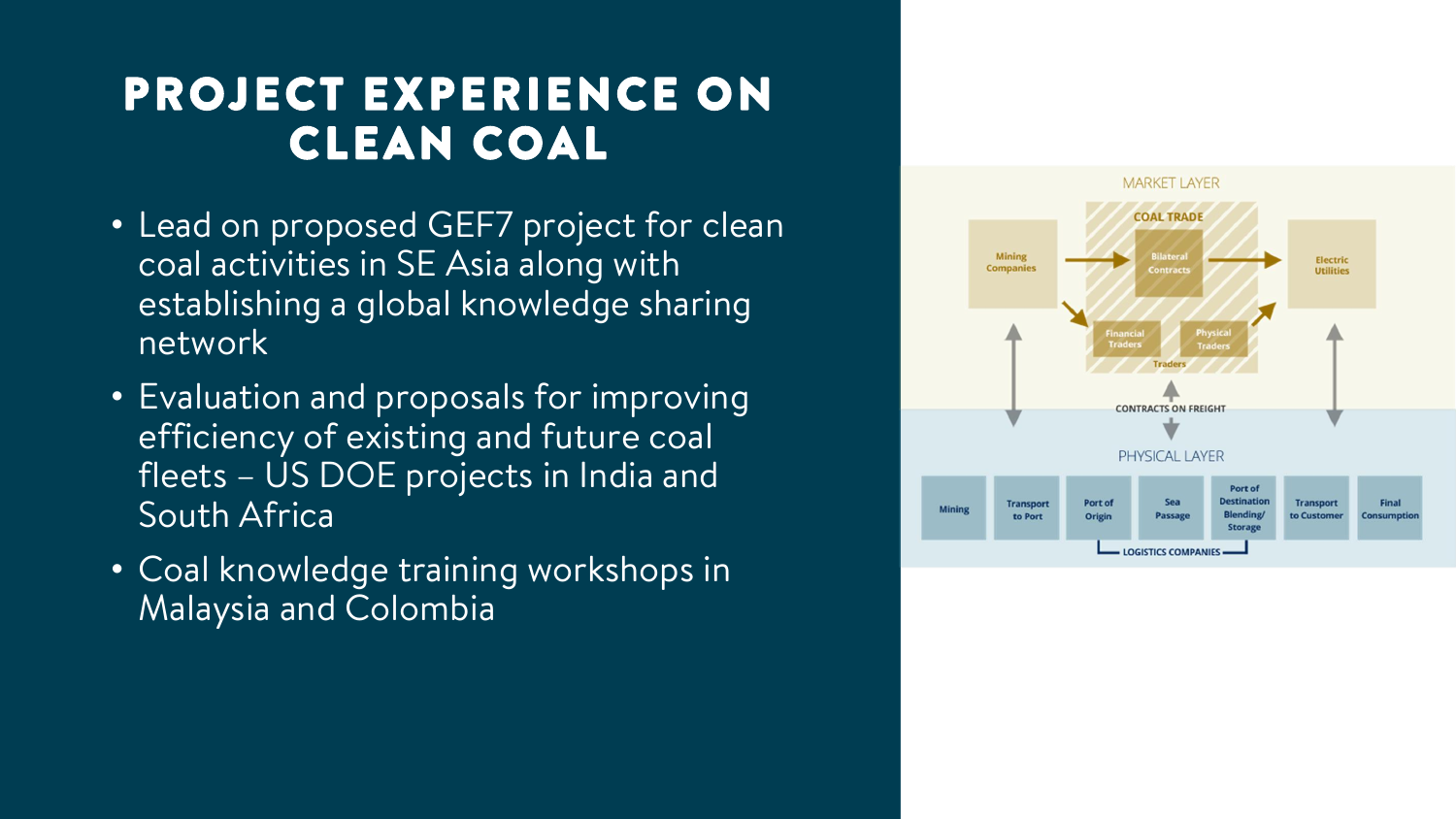# PROJECT EXPERIENCE ON CLEAN COAL

- Lead on proposed GEF7 project for clean coal activities in SE Asia along with establishing a global knowledge sharing network
- Evaluation and proposals for improving efficiency of existing and future coal fleets – US DOE projects in India and South Africa
- Coal knowledge training workshops in Malaysia and Colombia

MARKET LAYER

COAL TRADE

Mining Companies → Bilateral Contracts → Electric Utilities

Financial Traders → Physical Traders

Traders

CONTRACTS ON FREIGHT

PHYSICAL LAYER

Mining | Transport to Port | Port of Origin | Sea Passage | Port of Destination Blending/ Storage | Transport to Customer | Final Consumption

LOGISTICS COMPANIES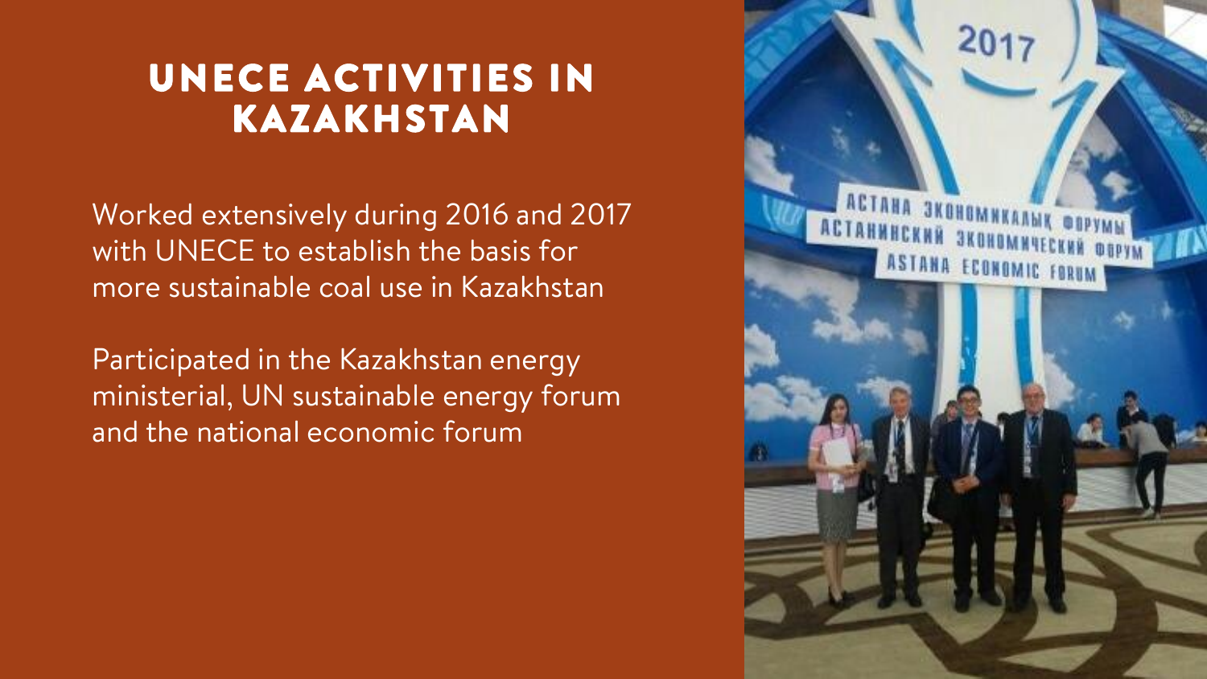# UNECE ACTIVITIES IN KAZAKHSTAN

Worked extensively during 2016 and 2017 with UNECE to establish the basis for more sustainable coal use in Kazakhstan

Participated in the Kazakhstan energy ministerial, UN sustainable energy forum and the national economic forum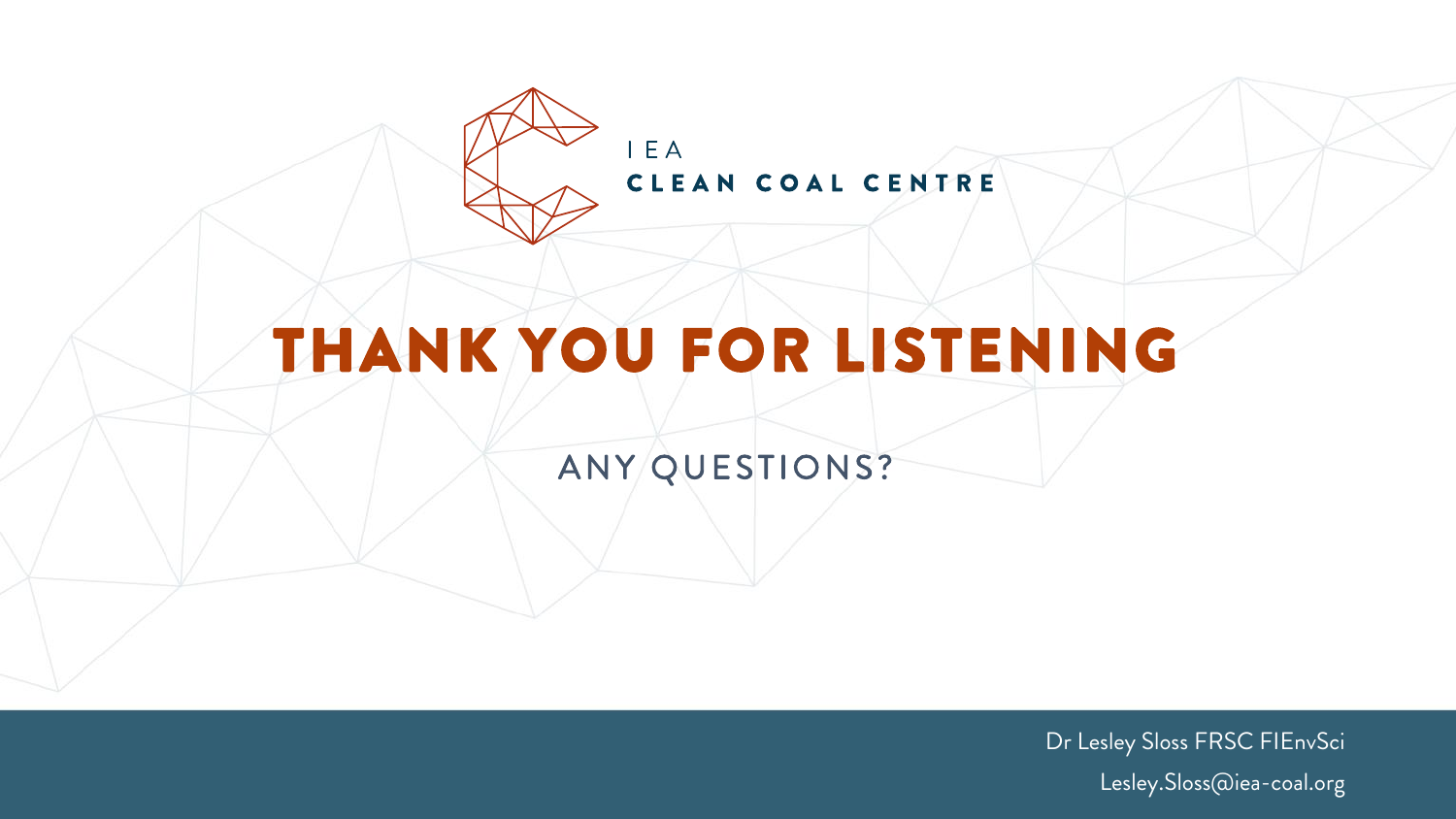IEA
CLEAN COAL CENTRE

# THANK YOU FOR LISTENING

ANY QUESTIONS?

Dr Lesley Sloss FRSC FIEnvSci

Lesley.Sloss@iea-coal.org